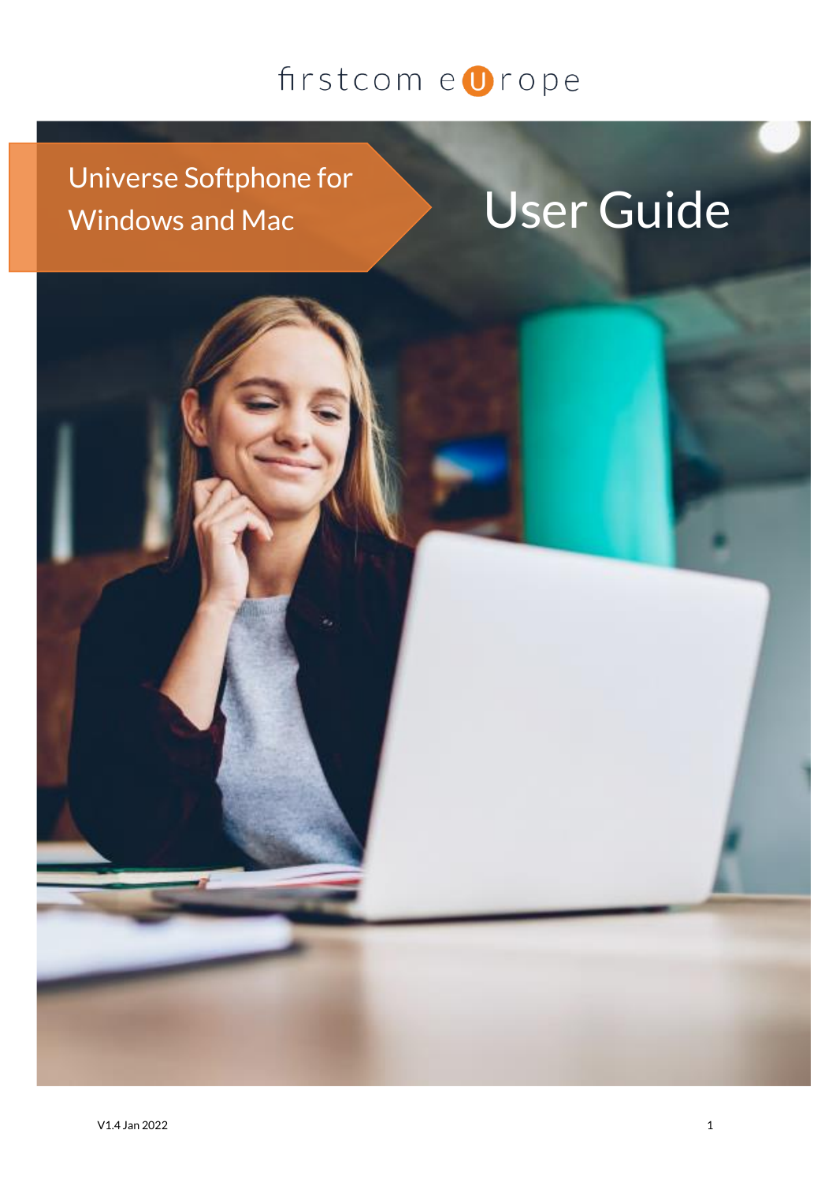firstcom europe

# Universe Softphone for Windows and Mac

# User Guide

V1.4 Jan 2022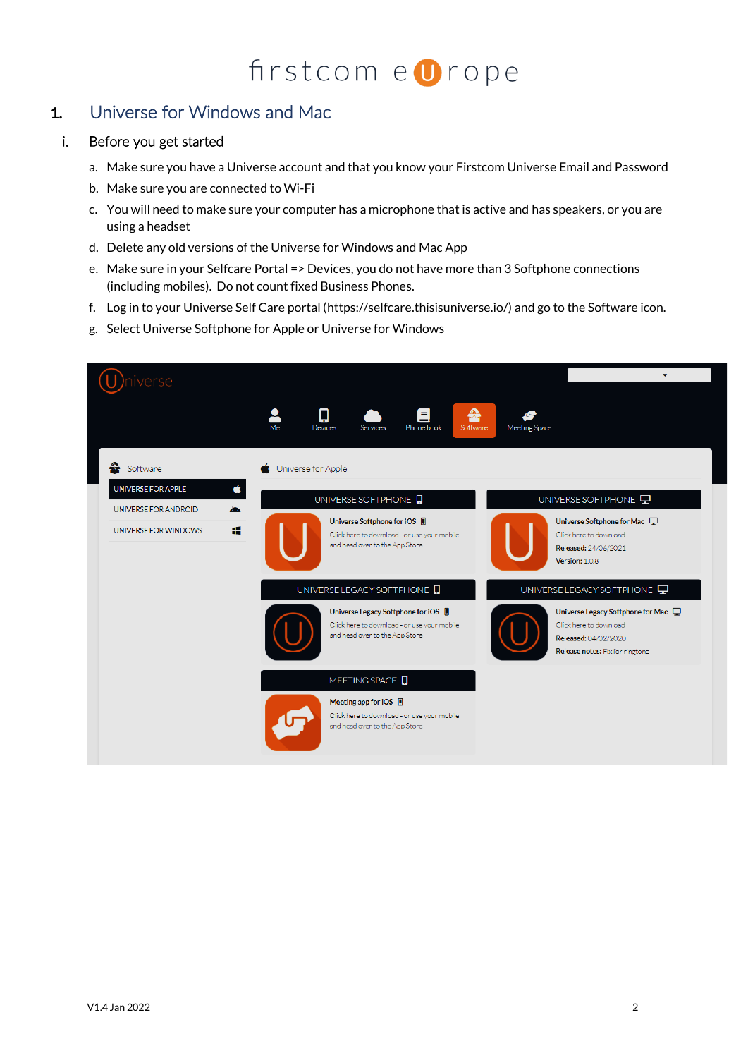## 1. Universe for Windows and Mac

### i. Before you get started

a. Make sure you have a Universe account and that you know your Firstcom Universe Email and Password

b. Make sure you are connected to Wi-Fi

c. You will need to make sure your computer has a microphone that is active and has speakers, or you are using a headset

d. Delete any old versions of the Universe for Windows and Mac App

e. Make sure in your Selfcare Portal => Devices, you do not have more than 3 Softphone connections (including mobiles). Do not count fixed Business Phones.

f. Log in to your Universe Self Care portal (https://selfcare.thisisuniverse.io/) and go to the Software icon.

g. Select Universe Softphone for Apple or Universe for Windows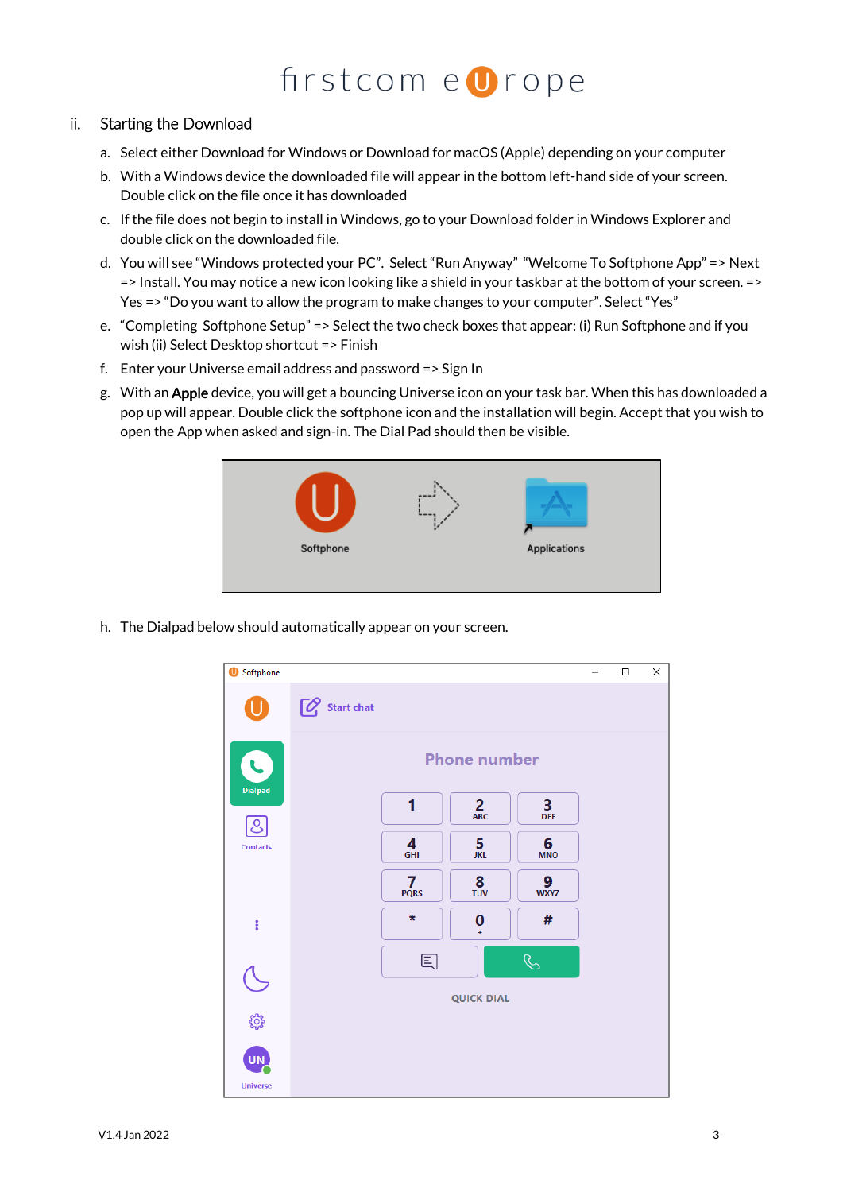ii. Starting the Download

a. Select either Download for Windows or Download for macOS (Apple) depending on your computer
b. With a Windows device the downloaded file will appear in the bottom left-hand side of your screen. Double click on the file once it has downloaded
c. If the file does not begin to install in Windows, go to your Download folder in Windows Explorer and double click on the downloaded file.
d. You will see "Windows protected your PC". Select "Run Anyway" "Welcome To Softphone App" => Next => Install. You may notice a new icon looking like a shield in your taskbar at the bottom of your screen. => Yes => "Do you want to allow the program to make changes to your computer". Select "Yes"
e. "Completing Softphone Setup" => Select the two check boxes that appear: (i) Run Softphone and if you wish (ii) Select Desktop shortcut => Finish
f. Enter your Universe email address and password => Sign In
g. With an **Apple** device, you will get a bouncing Universe icon on your task bar. When this has downloaded a pop up will appear. Double click the softphone icon and the installation will begin. Accept that you wish to open the App when asked and sign-in. The Dial Pad should then be visible.

h. The Dialpad below should automatically appear on your screen.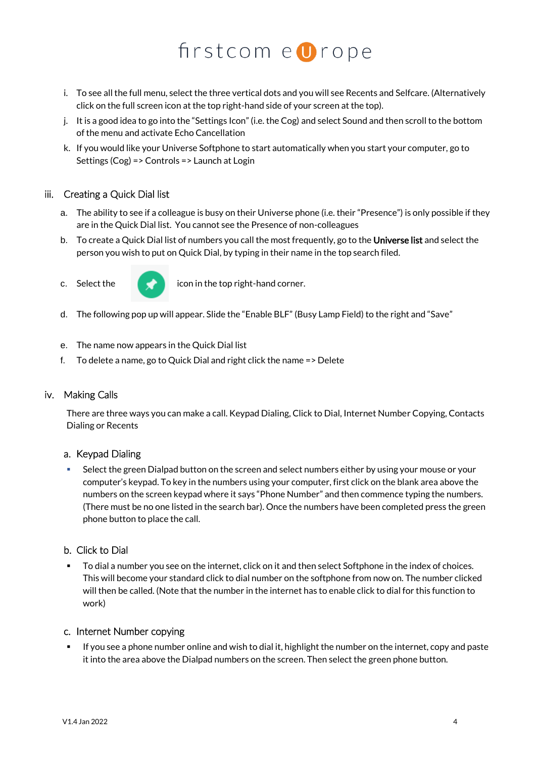i. To see all the full menu, select the three vertical dots and you will see Recents and Selfcare. (Alternatively click on the full screen icon at the top right-hand side of your screen at the top).

j. It is a good idea to go into the "Settings Icon" (i.e. the Cog) and select Sound and then scroll to the bottom of the menu and activate Echo Cancellation

k. If you would like your Universe Softphone to start automatically when you start your computer, go to Settings (Cog) => Controls => Launch at Login

## iii. Creating a Quick Dial list

a. The ability to see if a colleague is busy on their Universe phone (i.e. their "Presence") is only possible if they are in the Quick Dial list. You cannot see the Presence of non-colleagues

b. To create a Quick Dial list of numbers you call the most frequently, go to the **Universe list** and select the person you wish to put on Quick Dial, by typing in their name in the top search filed.

c. Select the icon in the top right-hand corner.

d. The following pop up will appear. Slide the "Enable BLF" (Busy Lamp Field) to the right and "Save"

e. The name now appears in the Quick Dial list

f. To delete a name, go to Quick Dial and right click the name => Delete

## iv. Making Calls

There are three ways you can make a call. Keypad Dialing, Click to Dial, Internet Number Copying, Contacts Dialing or Recents

### a. Keypad Dialing

- Select the green Dialpad button on the screen and select numbers either by using your mouse or your computer's keypad. To key in the numbers using your computer, first click on the blank area above the numbers on the screen keypad where it says "Phone Number" and then commence typing the numbers. (There must be no one listed in the search bar). Once the numbers have been completed press the green phone button to place the call.

### b. Click to Dial

- To dial a number you see on the internet, click on it and then select Softphone in the index of choices. This will become your standard click to dial number on the softphone from now on. The number clicked will then be called. (Note that the number in the internet has to enable click to dial for this function to work)

### c. Internet Number copying

- If you see a phone number online and wish to dial it, highlight the number on the internet, copy and paste it into the area above the Dialpad numbers on the screen. Then select the green phone button.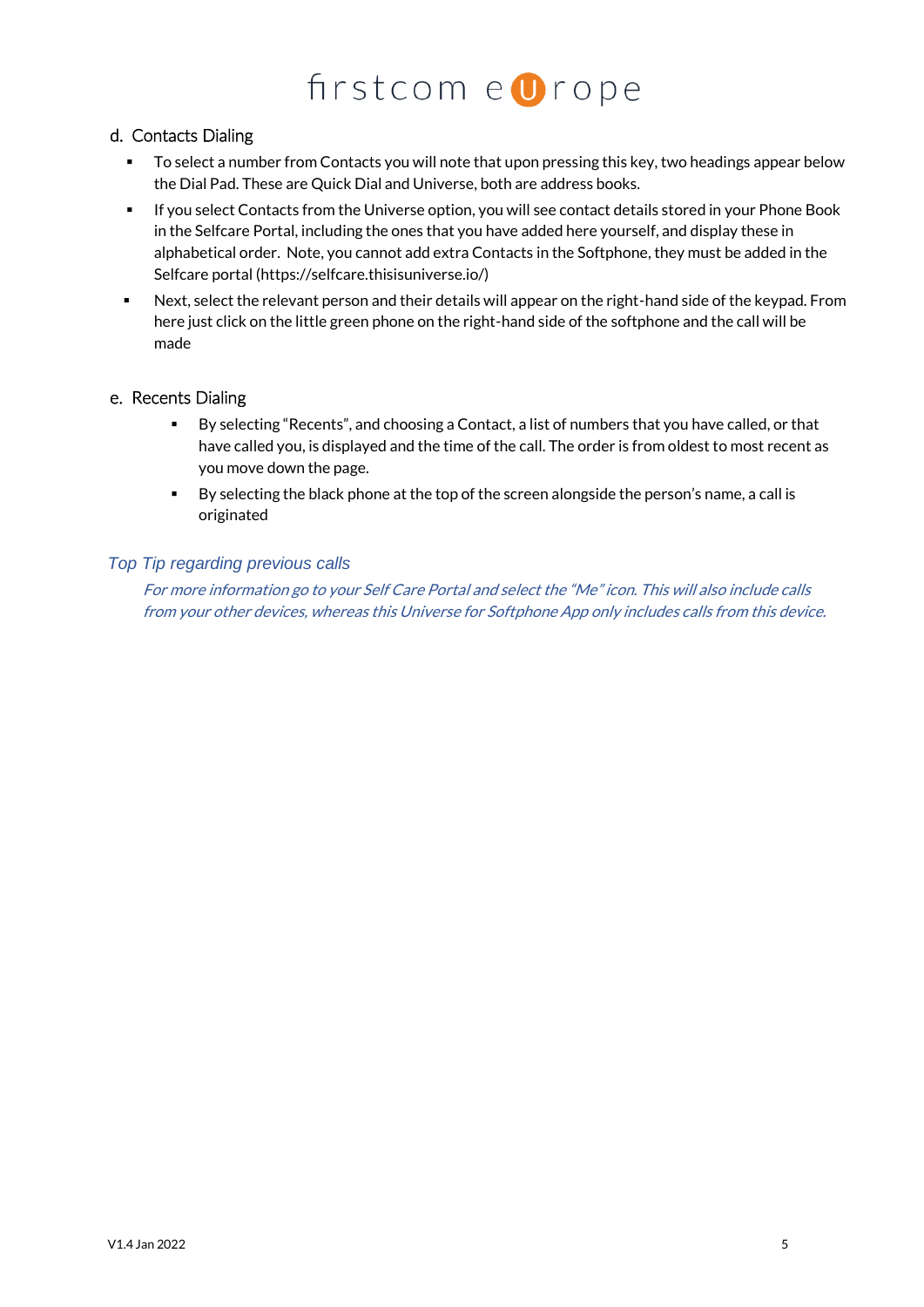d. Contacts Dialing

- To select a number from Contacts you will note that upon pressing this key, two headings appear below the Dial Pad. These are Quick Dial and Universe, both are address books.
- If you select Contacts from the Universe option, you will see contact details stored in your Phone Book in the Selfcare Portal, including the ones that you have added here yourself, and display these in alphabetical order. Note, you cannot add extra Contacts in the Softphone, they must be added in the Selfcare portal (https://selfcare.thisisuniverse.io/)
- Next, select the relevant person and their details will appear on the right-hand side of the keypad. From here just click on the little green phone on the right-hand side of the softphone and the call will be made

e. Recents Dialing

- By selecting "Recents", and choosing a Contact, a list of numbers that you have called, or that have called you, is displayed and the time of the call. The order is from oldest to most recent as you move down the page.
- By selecting the black phone at the top of the screen alongside the person's name, a call is originated

*Top Tip regarding previous calls*

*For more information go to your Self Care Portal and select the "Me" icon. This will also include calls from your other devices, whereas this Universe for Softphone App only includes calls from this device.*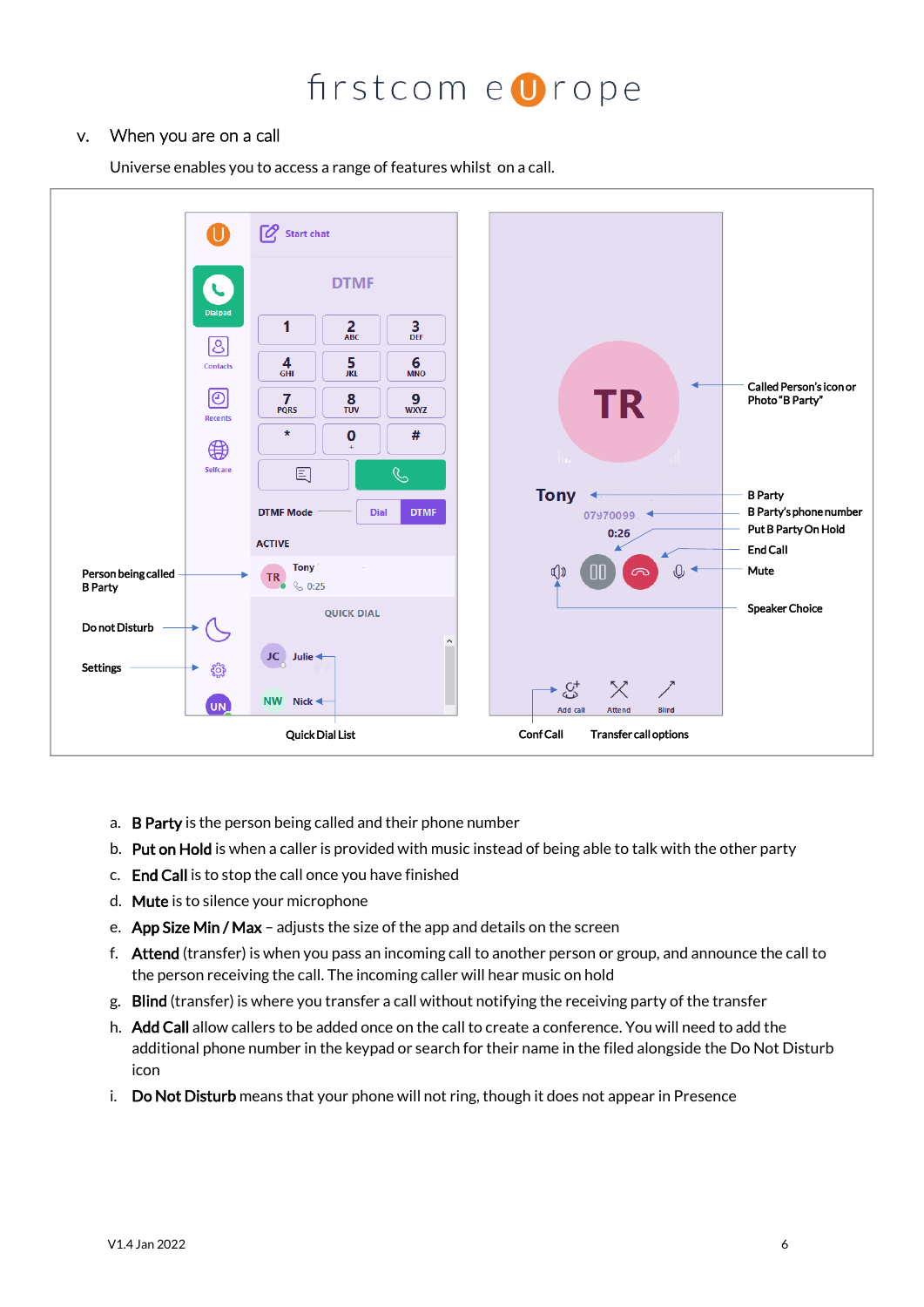v. When you are on a call

Universe enables you to access a range of features whilst on a call.

Person being called B Party

Do not Disturb

Settings

Quick Dial List

Called Person's icon or Photo "B Party"

B Party

B Party's phone number

Put B Party On Hold

End Call

Mute

Speaker Choice

Conf Call

Transfer call options

a. **B Party** is the person being called and their phone number
b. **Put on Hold** is when a caller is provided with music instead of being able to talk with the other party
c. **End Call** is to stop the call once you have finished
d. **Mute** is to silence your microphone
e. **App Size Min / Max** – adjusts the size of the app and details on the screen
f. **Attend** (transfer) is when you pass an incoming call to another person or group, and announce the call to the person receiving the call. The incoming caller will hear music on hold
g. **Blind** (transfer) is where you transfer a call without notifying the receiving party of the transfer
h. **Add Call** allow callers to be added once on the call to create a conference. You will need to add the additional phone number in the keypad or search for their name in the filed alongside the Do Not Disturb icon
i. **Do Not Disturb** means that your phone will not ring, though it does not appear in Presence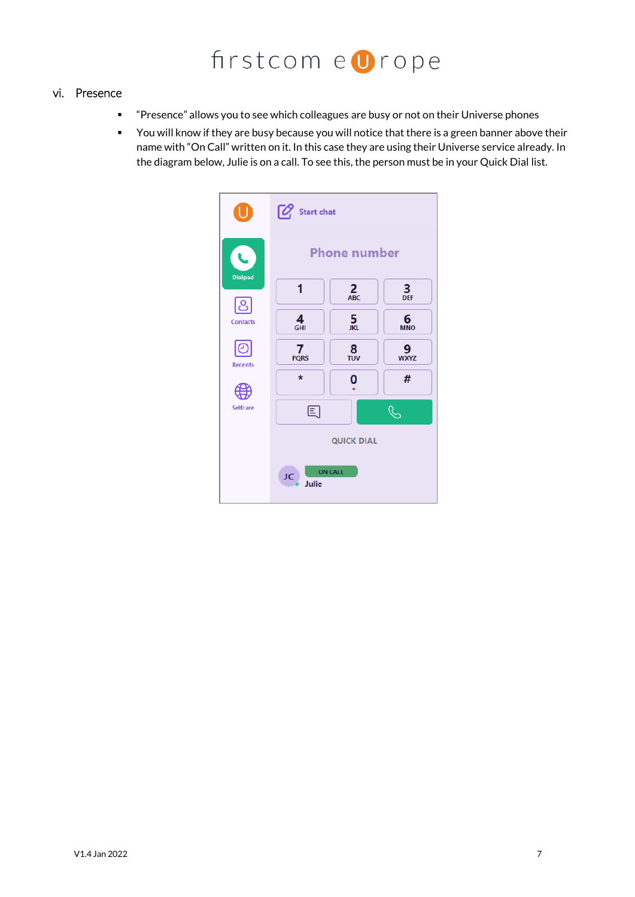vi. Presence

- "Presence" allows you to see which colleagues are busy or not on their Universe phones
- You will know if they are busy because you will notice that there is a green banner above their name with "On Call" written on it. In this case they are using their Universe service already. In the diagram below, Julie is on a call. To see this, the person must be in your Quick Dial list.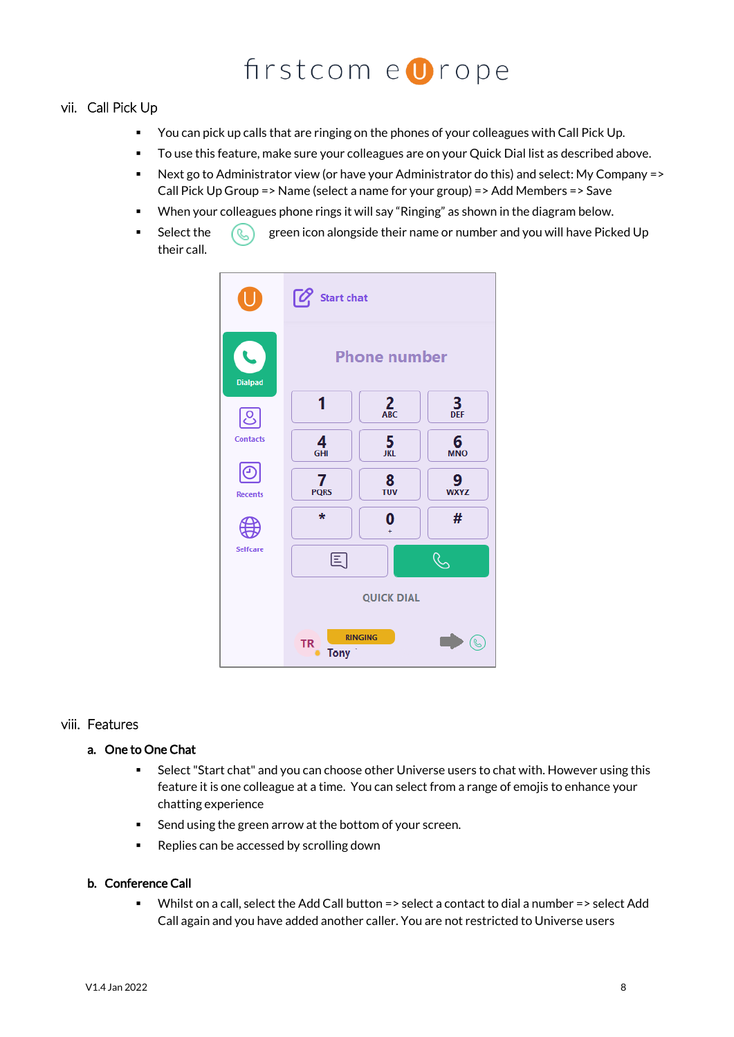## vii. Call Pick Up

- You can pick up calls that are ringing on the phones of your colleagues with Call Pick Up.
- To use this feature, make sure your colleagues are on your Quick Dial list as described above.
- Next go to Administrator view (or have your Administrator do this) and select: My Company => Call Pick Up Group => Name (select a name for your group) => Add Members => Save
- When your colleagues phone rings it will say "Ringing" as shown in the diagram below.
- Select the green icon alongside their name or number and you will have Picked Up their call.

## viii. Features

### a. One to One Chat

- Select "Start chat" and you can choose other Universe users to chat with. However using this feature it is one colleague at a time. You can select from a range of emojis to enhance your chatting experience
- Send using the green arrow at the bottom of your screen.
- Replies can be accessed by scrolling down

### b. Conference Call

- Whilst on a call, select the Add Call button => select a contact to dial a number => select Add Call again and you have added another caller. You are not restricted to Universe users

V1.4 Jan 2022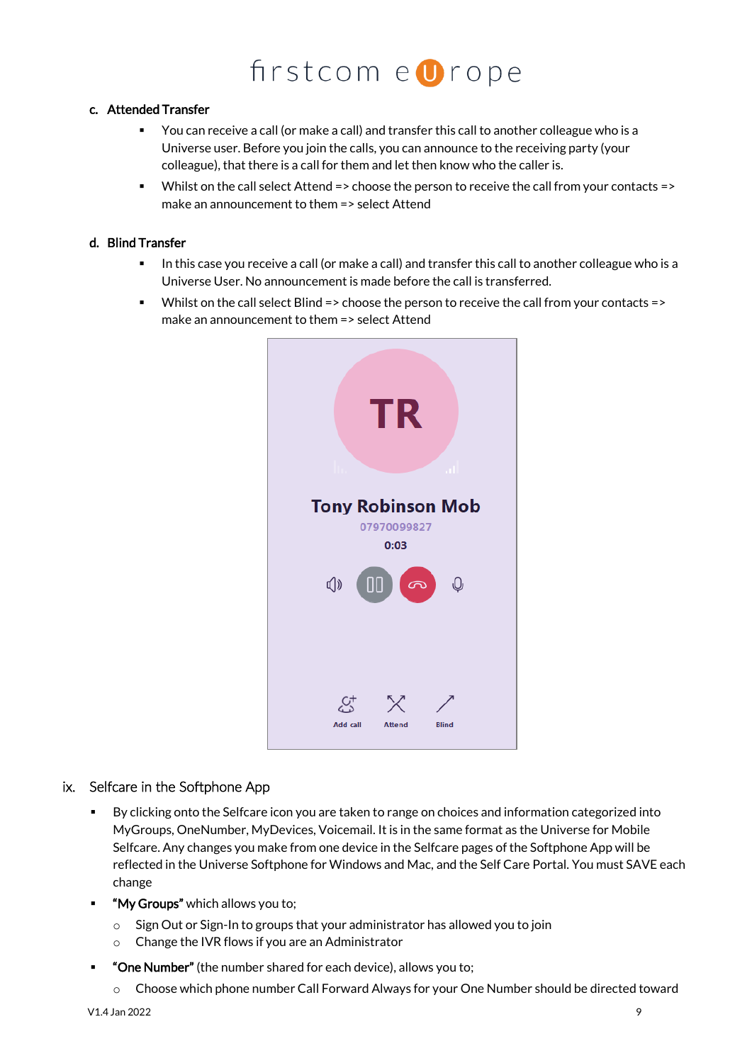c. **Attended Transfer**

- You can receive a call (or make a call) and transfer this call to another colleague who is a Universe user. Before you join the calls, you can announce to the receiving party (your colleague), that there is a call for them and let then know who the caller is.
- Whilst on the call select Attend => choose the person to receive the call from your contacts => make an announcement to them => select Attend

d. **Blind Transfer**

- In this case you receive a call (or make a call) and transfer this call to another colleague who is a Universe User. No announcement is made before the call is transferred.
- Whilst on the call select Blind => choose the person to receive the call from your contacts => make an announcement to them => select Attend

ix. Selfcare in the Softphone App

- By clicking onto the Selfcare icon you are taken to range on choices and information categorized into MyGroups, OneNumber, MyDevices, Voicemail. It is in the same format as the Universe for Mobile Selfcare. Any changes you make from one device in the Selfcare pages of the Softphone App will be reflected in the Universe Softphone for Windows and Mac, and the Self Care Portal. You must SAVE each change
- **"My Groups"** which allows you to;
  - Sign Out or Sign-In to groups that your administrator has allowed you to join
  - Change the IVR flows if you are an Administrator
- **"One Number"** (the number shared for each device), allows you to;
  - Choose which phone number Call Forward Always for your One Number should be directed toward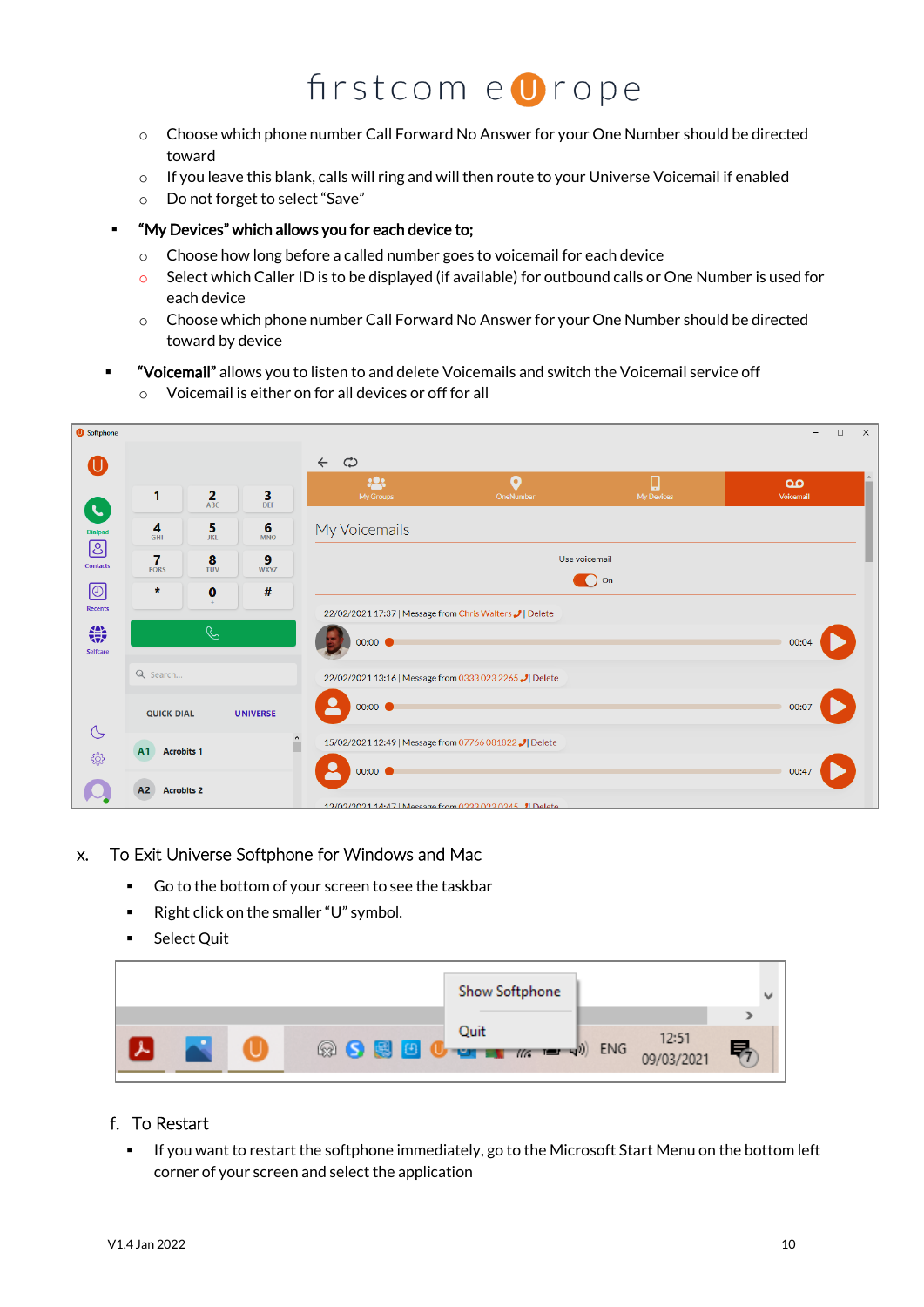- Choose which phone number Call Forward No Answer for your One Number should be directed toward
- If you leave this blank, calls will ring and will then route to your Universe Voicemail if enabled
- Do not forget to select "Save"

- **"My Devices" which allows you for each device to;**
  - Choose how long before a called number goes to voicemail for each device
  - Select which Caller ID is to be displayed (if available) for outbound calls or One Number is used for each device
  - Choose which phone number Call Forward No Answer for your One Number should be directed toward by device

- **"Voicemail"** allows you to listen to and delete Voicemails and switch the Voicemail service off
  - Voicemail is either on for all devices or off for all

x. To Exit Universe Softphone for Windows and Mac

- Go to the bottom of your screen to see the taskbar
- Right click on the smaller "U" symbol.
- Select Quit

f. To Restart

- If you want to restart the softphone immediately, go to the Microsoft Start Menu on the bottom left corner of your screen and select the application

V1.4 Jan 2022